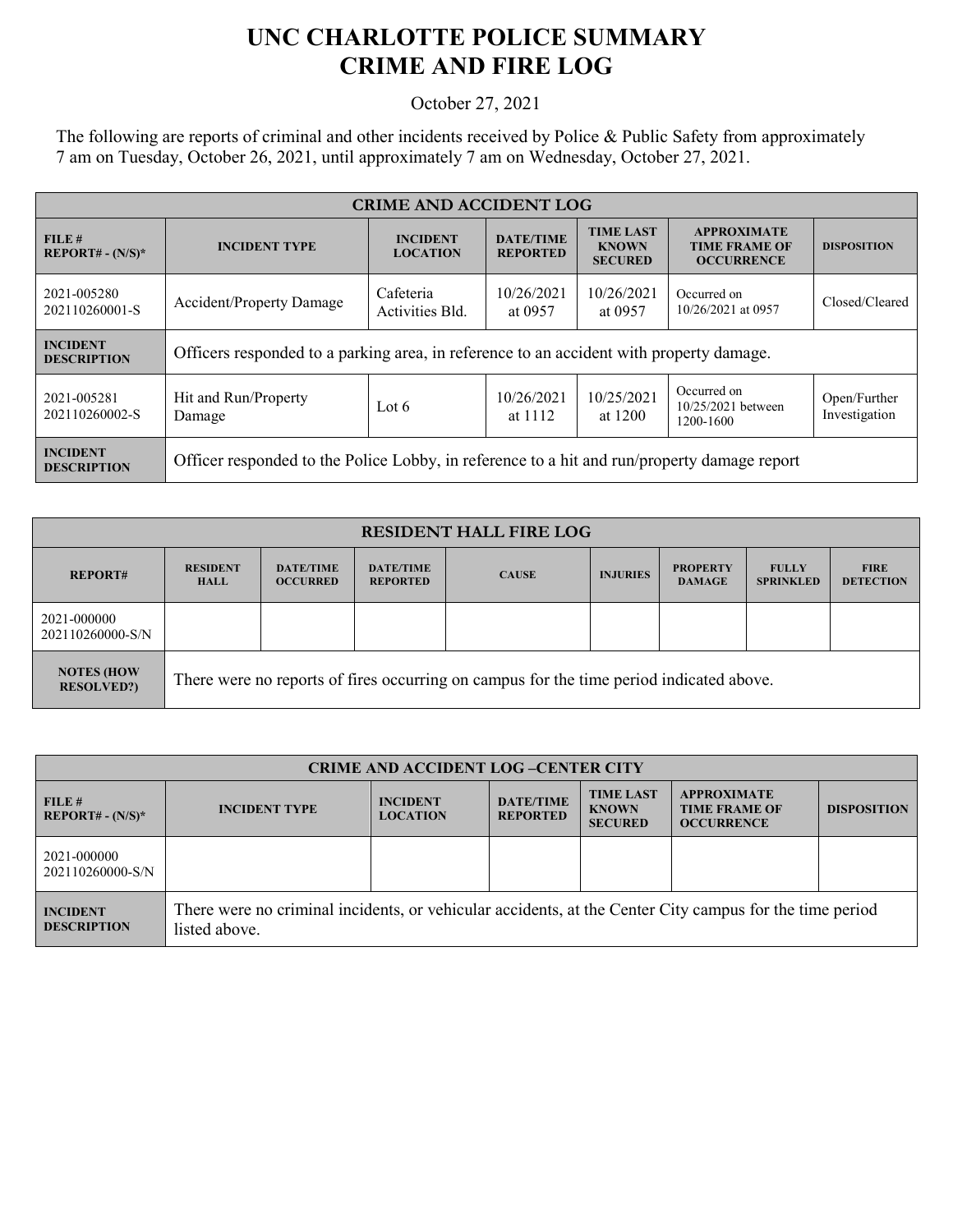# UNC CHARLOTTE POLICE SUMMARY
# CRIME AND FIRE LOG

October 27, 2021

The following are reports of criminal and other incidents received by Police & Public Safety from approximately 7 am on Tuesday, October 26, 2021, until approximately 7 am on Wednesday, October 27, 2021.

| CRIME AND ACCIDENT LOG | | | | | | |
|---|---|---|---|---|---|---|
| **FILE # REPORT# - (N/S)*** | **INCIDENT TYPE** | **INCIDENT LOCATION** | **DATE/TIME REPORTED** | **TIME LAST KNOWN SECURED** | **APPROXIMATE TIME FRAME OF OCCURRENCE** | **DISPOSITION** |
| 2021-005280 202110260001-S | Accident/Property Damage | Cafeteria Activities Bld. | 10/26/2021 at 0957 | 10/26/2021 at 0957 | Occurred on 10/26/2021 at 0957 | Closed/Cleared |
| **INCIDENT DESCRIPTION** | Officers responded to a parking area, in reference to an accident with property damage. | | | | | |
| 2021-005281 202110260002-S | Hit and Run/Property Damage | Lot 6 | 10/26/2021 at 1112 | 10/25/2021 at 1200 | Occurred on 10/25/2021 between 1200-1600 | Open/Further Investigation |
| **INCIDENT DESCRIPTION** | Officer responded to the Police Lobby, in reference to a hit and run/property damage report | | | | | |

| RESIDENT HALL FIRE LOG | | | | | | | | |
|---|---|---|---|---|---|---|---|---|
| **REPORT#** | **RESIDENT HALL** | **DATE/TIME OCCURRED** | **DATE/TIME REPORTED** | **CAUSE** | **INJURIES** | **PROPERTY DAMAGE** | **FULLY SPRINKLED** | **FIRE DETECTION** |
| 2021-000000 202110260000-S/N | | | | | | | | |
| **NOTES (HOW RESOLVED?)** | There were no reports of fires occurring on campus for the time period indicated above. | | | | | | | |

| CRIME AND ACCIDENT LOG –CENTER CITY | | | | | | |
|---|---|---|---|---|---|---|
| **FILE # REPORT# - (N/S)*** | **INCIDENT TYPE** | **INCIDENT LOCATION** | **DATE/TIME REPORTED** | **TIME LAST KNOWN SECURED** | **APPROXIMATE TIME FRAME OF OCCURRENCE** | **DISPOSITION** |
| 2021-000000 202110260000-S/N | | | | | | |
| **INCIDENT DESCRIPTION** | There were no criminal incidents, or vehicular accidents, at the Center City campus for the time period listed above. | | | | | |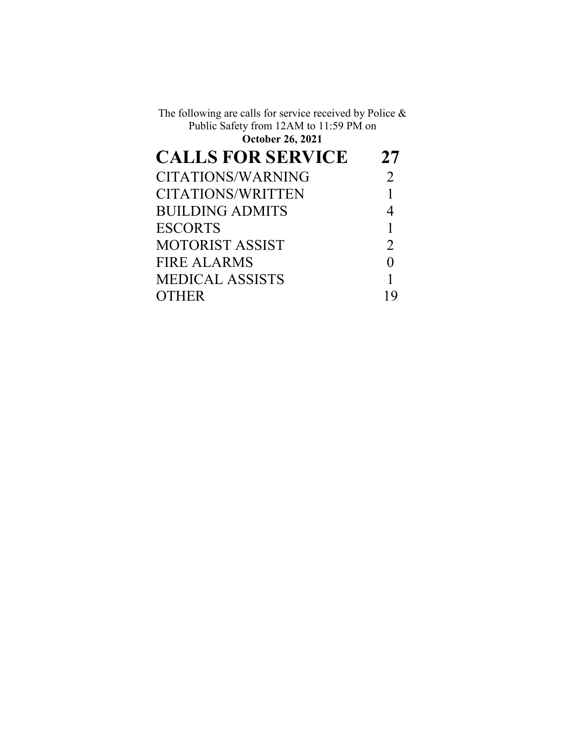The following are calls for service received by Police & Public Safety from 12AM to 11:59 PM on

**October 26, 2021**

| | |
|---|---|
| **CALLS FOR SERVICE** | **27** |
| CITATIONS/WARNING | 2 |
| CITATIONS/WRITTEN | 1 |
| BUILDING ADMITS | 4 |
| ESCORTS | 1 |
| MOTORIST ASSIST | 2 |
| FIRE ALARMS | 0 |
| MEDICAL ASSISTS | 1 |
| OTHER | 19 |